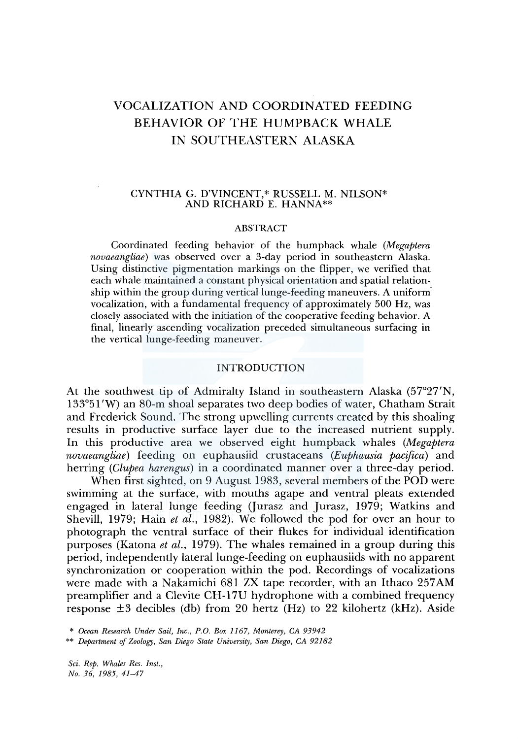# VOCALIZATION AND COORDINATED FEEDING BEHAVIOR OF THE HUMPBACK WHALE IN SOUTHEASTERN ALASKA

CYNTHIA G. D'VINCENT,* RUSSELL M. NILSON* AND RICHARD E. HANNA**

## ABSTRACT

Coordinated feeding behavior of the humpback whale (*Megaptera novaeangliae*) was observed over a 3-day period in southeastern Alaska. Using distinctive pigmentation markings on the flipper, we verified that each whale maintained a constant physical orientation and spatial relationship within the group during vertical lunge-feeding maneuvers. A uniform vocalization, with a fundamental frequency of approximately 500 Hz, was closely associated with the initiation of the cooperative feeding behavior. A final, linearly ascending vocalization preceded simultaneous surfacing in the vertical lunge-feeding maneuver.

## INTRODUCTION

At the southwest tip of Admiralty Island in southeastern Alaska (57°27′N, 133°51′W) an 80-m shoal separates two deep bodies of water, Chatham Strait and Frederick Sound. The strong upwelling currents created by this shoaling results in productive surface layer due to the increased nutrient supply. In this productive area we observed eight humpback whales (*Megaptera novaeangliae*) feeding on euphausiid crustaceans (*Euphausia pacifica*) and herring (*Clupea harengus*) in a coordinated manner over a three-day period.

When first sighted, on 9 August 1983, several members of the POD were swimming at the surface, with mouths agape and ventral pleats extended engaged in lateral lunge feeding (Jurasz and Jurasz, 1979; Watkins and Shevill, 1979; Hain *et al.*, 1982). We followed the pod for over an hour to photograph the ventral surface of their flukes for individual identification purposes (Katona *et al.*, 1979). The whales remained in a group during this period, independently lateral lunge-feeding on euphausiids with no apparent synchronization or cooperation within the pod. Recordings of vocalizations were made with a Nakamichi 681 ZX tape recorder, with an Ithaco 257AM preamplifier and a Clevite CH-17U hydrophone with a combined frequency response ±3 decibles (db) from 20 hertz (Hz) to 22 kilohertz (kHz). Aside

\* *Ocean Research Under Sail, Inc., P.O. Box 1167, Monterey, CA 93942*

\*\* *Department of Zoology, San Diego State University, San Diego, CA 92182*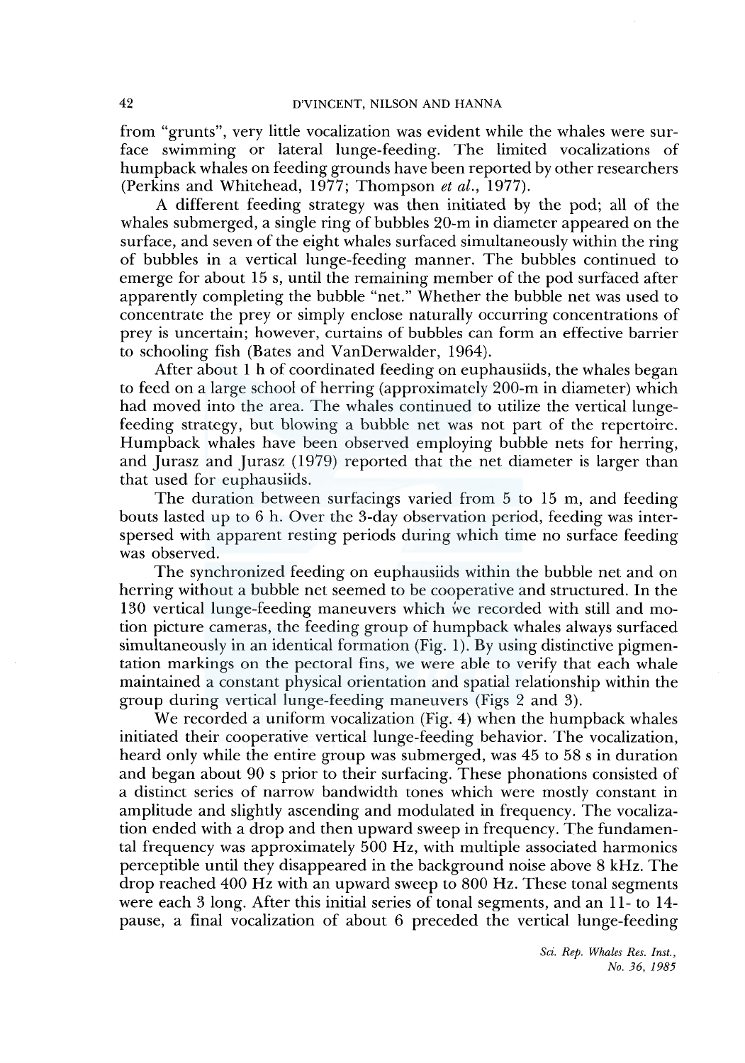from "grunts", very little vocalization was evident while the whales were surface swimming or lateral lunge-feeding. The limited vocalizations of humpback whales on feeding grounds have been reported by other researchers (Perkins and Whitehead, 1977; Thompson *et al.*, 1977).

A different feeding strategy was then initiated by the pod; all of the whales submerged, a single ring of bubbles 20-m in diameter appeared on the surface, and seven of the eight whales surfaced simultaneously within the ring of bubbles in a vertical lunge-feeding manner. The bubbles continued to emerge for about 15 s, until the remaining member of the pod surfaced after apparently completing the bubble "net." Whether the bubble net was used to concentrate the prey or simply enclose naturally occurring concentrations of prey is uncertain; however, curtains of bubbles can form an effective barrier to schooling fish (Bates and VanDerwalder, 1964).

After about 1 h of coordinated feeding on euphausiids, the whales began to feed on a large school of herring (approximately 200-m in diameter) which had moved into the area. The whales continued to utilize the vertical lunge-feeding strategy, but blowing a bubble net was not part of the repertoire. Humpback whales have been observed employing bubble nets for herring, and Jurasz and Jurasz (1979) reported that the net diameter is larger than that used for euphausiids.

The duration between surfacings varied from 5 to 15 m, and feeding bouts lasted up to 6 h. Over the 3-day observation period, feeding was interspersed with apparent resting periods during which time no surface feeding was observed.

The synchronized feeding on euphausiids within the bubble net and on herring without a bubble net seemed to be cooperative and structured. In the 130 vertical lunge-feeding maneuvers which we recorded with still and motion picture cameras, the feeding group of humpback whales always surfaced simultaneously in an identical formation (Fig. 1). By using distinctive pigmentation markings on the pectoral fins, we were able to verify that each whale maintained a constant physical orientation and spatial relationship within the group during vertical lunge-feeding maneuvers (Figs 2 and 3).

We recorded a uniform vocalization (Fig. 4) when the humpback whales initiated their cooperative vertical lunge-feeding behavior. The vocalization, heard only while the entire group was submerged, was 45 to 58 s in duration and began about 90 s prior to their surfacing. These phonations consisted of a distinct series of narrow bandwidth tones which were mostly constant in amplitude and slightly ascending and modulated in frequency. The vocalization ended with a drop and then upward sweep in frequency. The fundamental frequency was approximately 500 Hz, with multiple associated harmonics perceptible until they disappeared in the background noise above 8 kHz. The drop reached 400 Hz with an upward sweep to 800 Hz. These tonal segments were each 3 long. After this initial series of tonal segments, and an 11- to 14-pause, a final vocalization of about 6 preceded the vertical lunge-feeding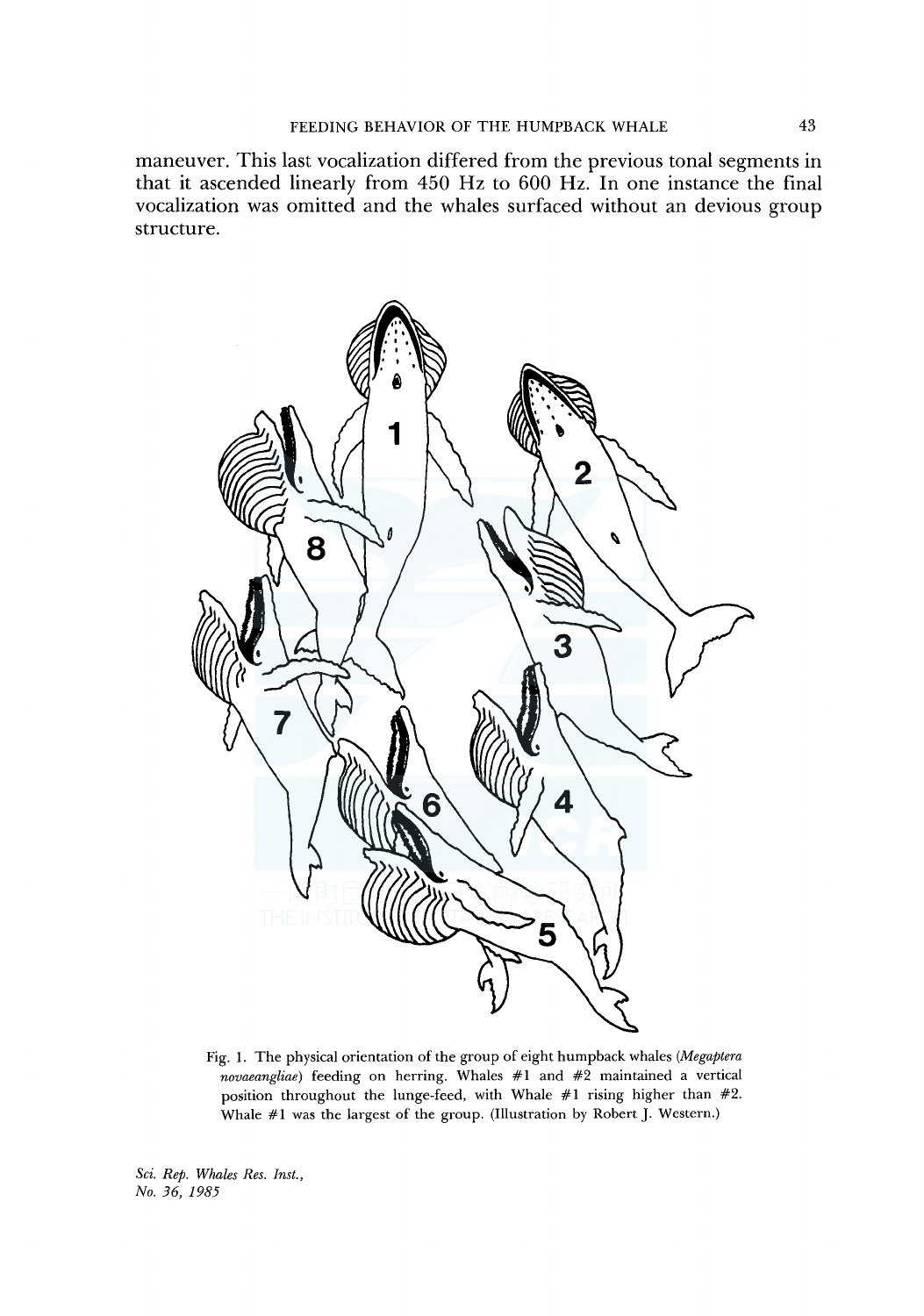maneuver. This last vocalization differed from the previous tonal segments in that it ascended linearly from 450 Hz to 600 Hz. In one instance the final vocalization was omitted and the whales surfaced without an devious group structure.

Fig. 1. The physical orientation of the group of eight humpback whales (*Megaptera novaeangliae*) feeding on herring. Whales #1 and #2 maintained a vertical position throughout the lunge-feed, with Whale #1 rising higher than #2. Whale #1 was the largest of the group. (Illustration by Robert J. Western.)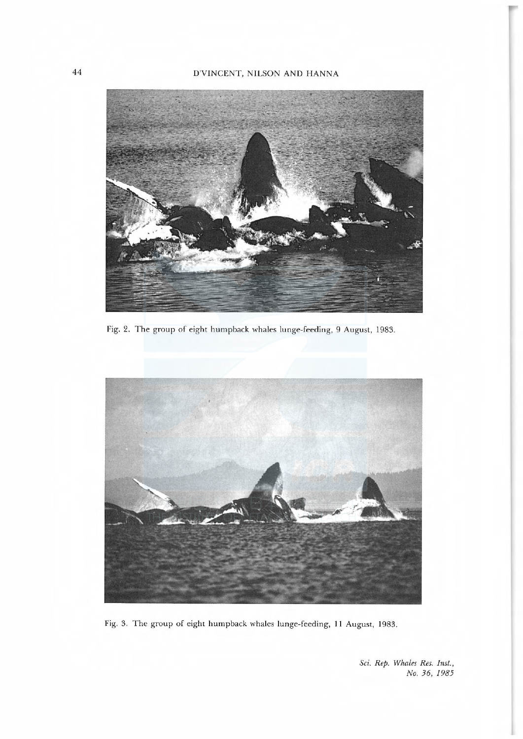Fig. 2. The group of eight humpback whales lunge-feeding, 9 August, 1983.

Fig. 3. The group of eight humpback whales lunge-feeding, 11 August, 1983.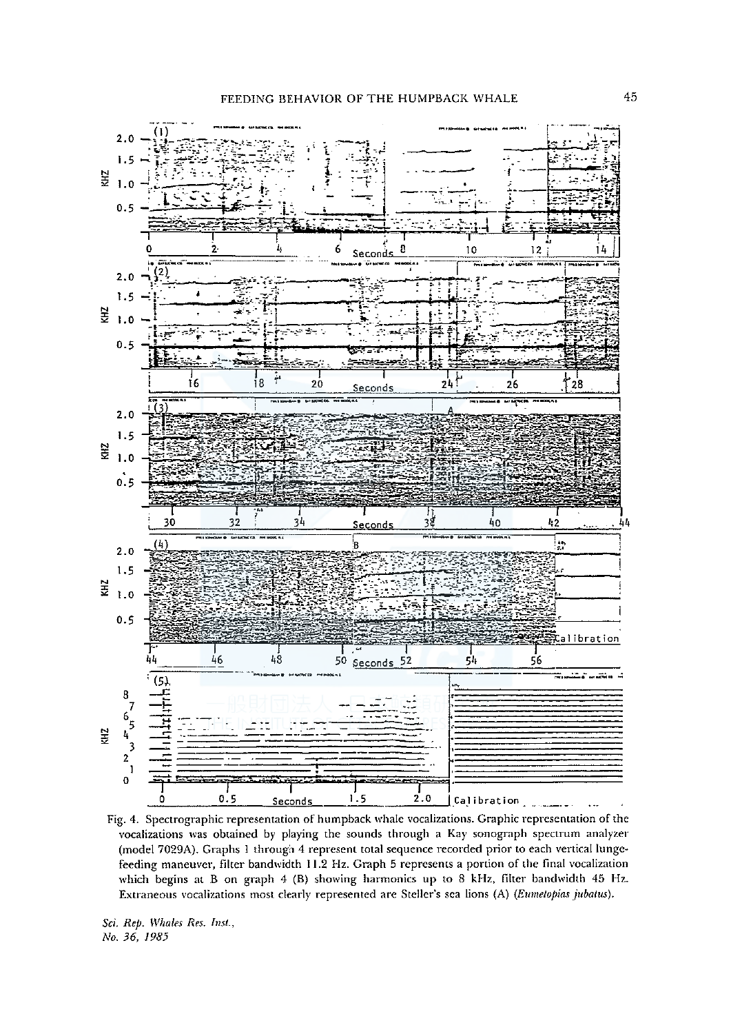Fig. 4. Spectrographic representation of humpback whale vocalizations. Graphic representation of the vocalizations was obtained by playing the sounds through a Kay sonograph spectrum analyzer (model 7029A). Graphs 1 through 4 represent total sequence recorded prior to each vertical lunge-feeding maneuver, filter bandwidth 11.2 Hz. Graph 5 represents a portion of the final vocalization which begins at B on graph 4 (B) showing harmonics up to 8 kHz, filter bandwidth 45 Hz. Extraneous vocalizations most clearly represented are Steller's sea lions (A) (*Eumetopias jubatus*).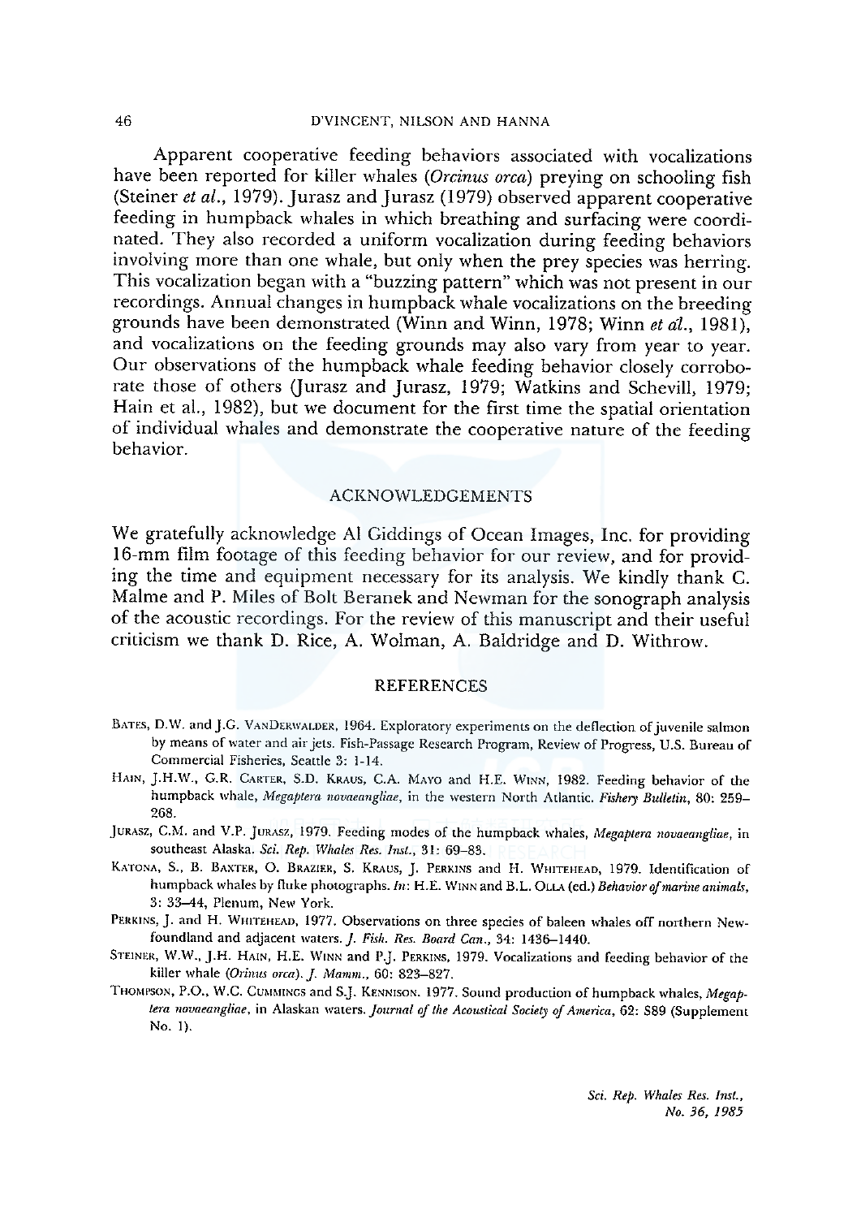Apparent cooperative feeding behaviors associated with vocalizations have been reported for killer whales (*Orcinus orca*) preying on schooling fish (Steiner *et al.*, 1979). Jurasz and Jurasz (1979) observed apparent cooperative feeding in humpback whales in which breathing and surfacing were coordinated. They also recorded a uniform vocalization during feeding behaviors involving more than one whale, but only when the prey species was herring. This vocalization began with a "buzzing pattern" which was not present in our recordings. Annual changes in humpback whale vocalizations on the breeding grounds have been demonstrated (Winn and Winn, 1978; Winn *et al.*, 1981), and vocalizations on the feeding grounds may also vary from year to year. Our observations of the humpback whale feeding behavior closely corroborate those of others (Jurasz and Jurasz, 1979; Watkins and Schevill, 1979; Hain et al., 1982), but we document for the first time the spatial orientation of individual whales and demonstrate the cooperative nature of the feeding behavior.

## ACKNOWLEDGEMENTS

We gratefully acknowledge Al Giddings of Ocean Images, Inc. for providing 16-mm film footage of this feeding behavior for our review, and for providing the time and equipment necessary for its analysis. We kindly thank C. Malme and P. Miles of Bolt Beranek and Newman for the sonograph analysis of the acoustic recordings. For the review of this manuscript and their useful criticism we thank D. Rice, A. Wolman, A. Baldridge and D. Withrow.

## REFERENCES

Bates, D.W. and J.G. VanDerwalder, 1964. Exploratory experiments on the deflection of juvenile salmon by means of water and air jets. Fish-Passage Research Program, Review of Progress, U.S. Bureau of Commercial Fisheries, Seattle 3: 1-14.

Hain, J.H.W., G.R. Carter, S.D. Kraus, C.A. Mayo and H.E. Winn, 1982. Feeding behavior of the humpback whale, *Megaptera novaeangliae*, in the western North Atlantic. *Fishery Bulletin*, 80: 259–268.

Jurasz, C.M. and V.P. Jurasz, 1979. Feeding modes of the humpback whales, *Megaptera novaeangliae*, in southeast Alaska. *Sci. Rep. Whales Res. Inst.*, 31: 69–83.

Katona, S., B. Baxter, O. Brazier, S. Kraus, J. Perkins and H. Whitehead, 1979. Identification of humpback whales by fluke photographs. *In*: H.E. Winn and B.L. Olla (ed.) *Behavior of marine animals*, 3: 33–44, Plenum, New York.

Perkins, J. and H. Whitehead, 1977. Observations on three species of baleen whales off northern Newfoundland and adjacent waters. *J. Fish. Res. Board Can.*, 34: 1436–1440.

Steiner, W.W., J.H. Hain, H.E. Winn and P.J. Perkins, 1979. Vocalizations and feeding behavior of the killer whale (*Orinus orca*). *J. Mamm.*, 60: 823–827.

Thompson, P.O., W.C. Cummings and S.J. Kennison. 1977. Sound production of humpback whales, *Megaptera novaeangliae*, in Alaskan waters. *Journal of the Acoustical Society of America*, 62: S89 (Supplement No. 1).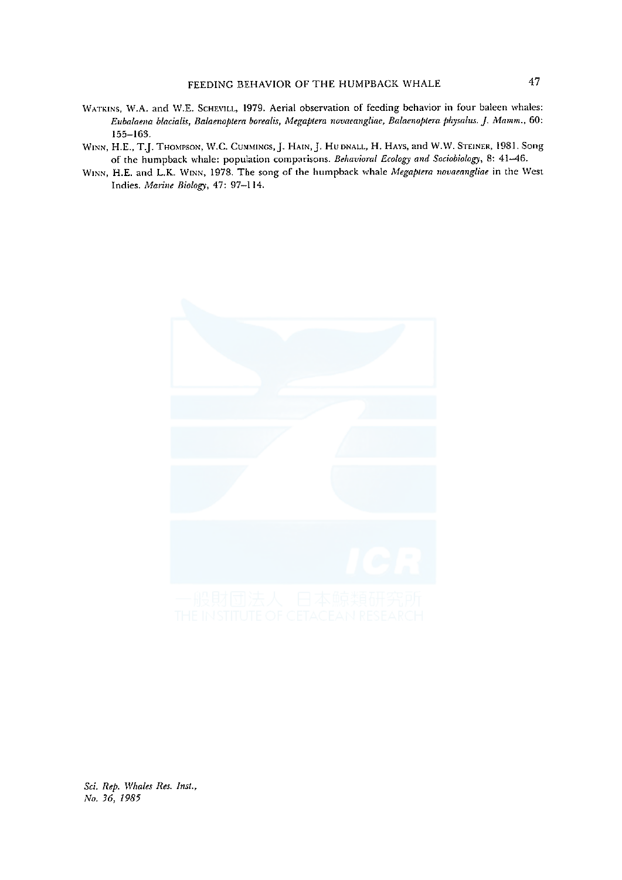WATKINS, W.A. and W.E. SCHEVILL, 1979. Aerial observation of feeding behavior in four baleen whales: *Eubalaena blacialis, Balaenoptera borealis, Megaptera novaeangliae, Balaenoptera physalus*. *J. Mamm.*, 60: 155–163.

WINN, H.E., T.J. THOMPSON, W.C. CUMMINGS, J. HAIN, J. HUDNALL, H. HAYS, and W.W. STEINER, 1981. Song of the humpback whale: population comparisons. *Behavioral Ecology and Sociobiology*, 8: 41–46.

WINN, H.E. and L.K. WINN, 1978. The song of the humpback whale *Megaptera novaeangliae* in the West Indies. *Marine Biology*, 47: 97–114.